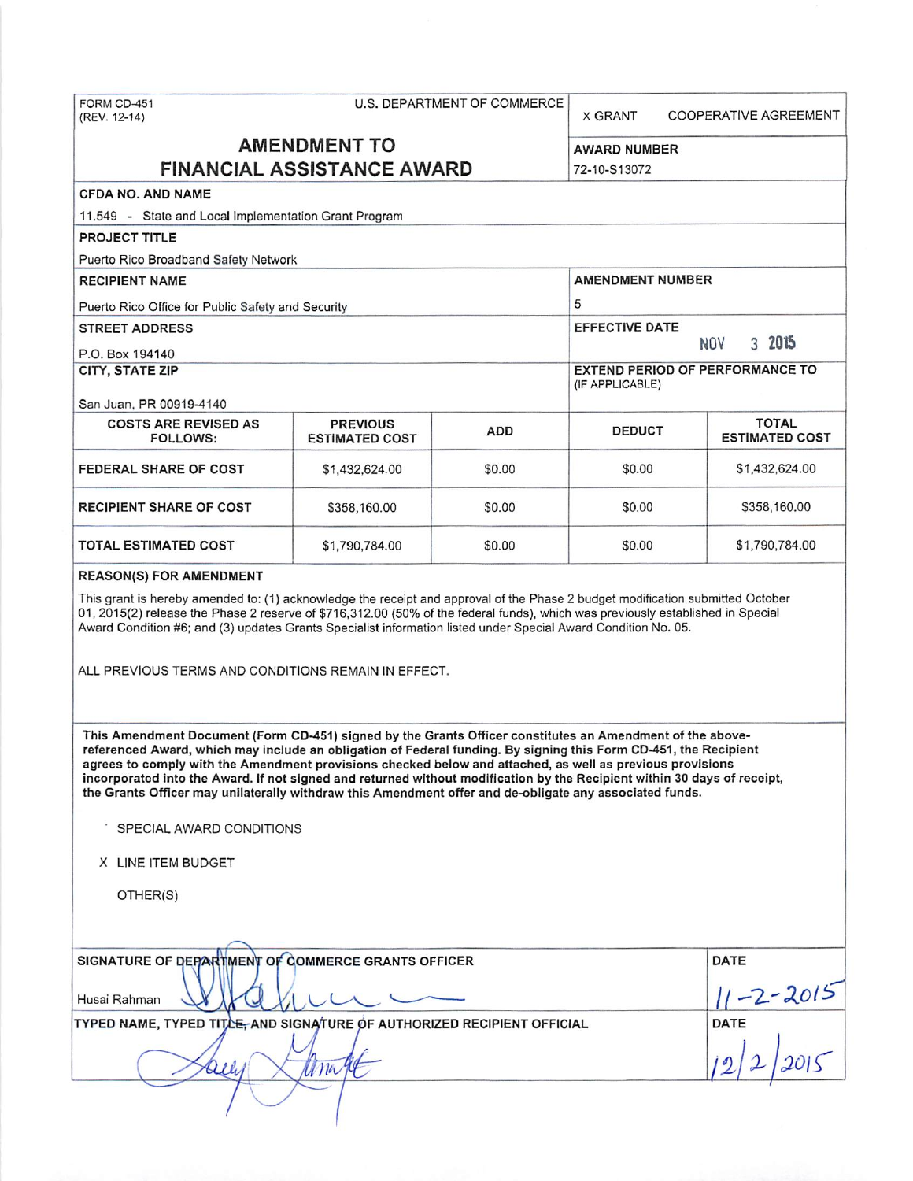FORM CD-451
(REV. 12-14)

U.S. DEPARTMENT OF COMMERCE

X GRANT   COOPERATIVE AGREEMENT

# AMENDMENT TO FINANCIAL ASSISTANCE AWARD

**AWARD NUMBER**
72-10-S13072

**CFDA NO. AND NAME**
11.549 - State and Local Implementation Grant Program

**PROJECT TITLE**
Puerto Rico Broadband Safety Network

**RECIPIENT NAME**
Puerto Rico Office for Public Safety and Security

**AMENDMENT NUMBER**
5

**STREET ADDRESS**
P.O. Box 194140

**EFFECTIVE DATE**
NOV 3 2015

**CITY, STATE ZIP**
San Juan, PR 00919-4140

**EXTEND PERIOD OF PERFORMANCE TO** (IF APPLICABLE)

| COSTS ARE REVISED AS FOLLOWS: | PREVIOUS ESTIMATED COST | ADD | DEDUCT | TOTAL ESTIMATED COST |
|---|---|---|---|---|
| FEDERAL SHARE OF COST | $1,432,624.00 | $0.00 | $0.00 | $1,432,624.00 |
| RECIPIENT SHARE OF COST | $358,160.00 | $0.00 | $0.00 | $358,160.00 |
| TOTAL ESTIMATED COST | $1,790,784.00 | $0.00 | $0.00 | $1,790,784.00 |

**REASON(S) FOR AMENDMENT**

This grant is hereby amended to: (1) acknowledge the receipt and approval of the Phase 2 budget modification submitted October 01, 2015(2) release the Phase 2 reserve of $716,312.00 (50% of the federal funds), which was previously established in Special Award Condition #6; and (3) updates Grants Specialist information listed under Special Award Condition No. 05.

ALL PREVIOUS TERMS AND CONDITIONS REMAIN IN EFFECT.

**This Amendment Document (Form CD-451) signed by the Grants Officer constitutes an Amendment of the above-referenced Award, which may include an obligation of Federal funding. By signing this Form CD-451, the Recipient agrees to comply with the Amendment provisions checked below and attached, as well as previous provisions incorporated into the Award. If not signed and returned without modification by the Recipient within 30 days of receipt, the Grants Officer may unilaterally withdraw this Amendment offer and de-obligate any associated funds.**

SPECIAL AWARD CONDITIONS

X LINE ITEM BUDGET

OTHER(S)

**SIGNATURE OF DEPARTMENT OF COMMERCE GRANTS OFFICER**
Husai Rahman

**DATE**
11-2-2015

**TYPED NAME, TYPED TITLE, AND SIGNATURE OF AUTHORIZED RECIPIENT OFFICIAL**

**DATE**
12/2/2015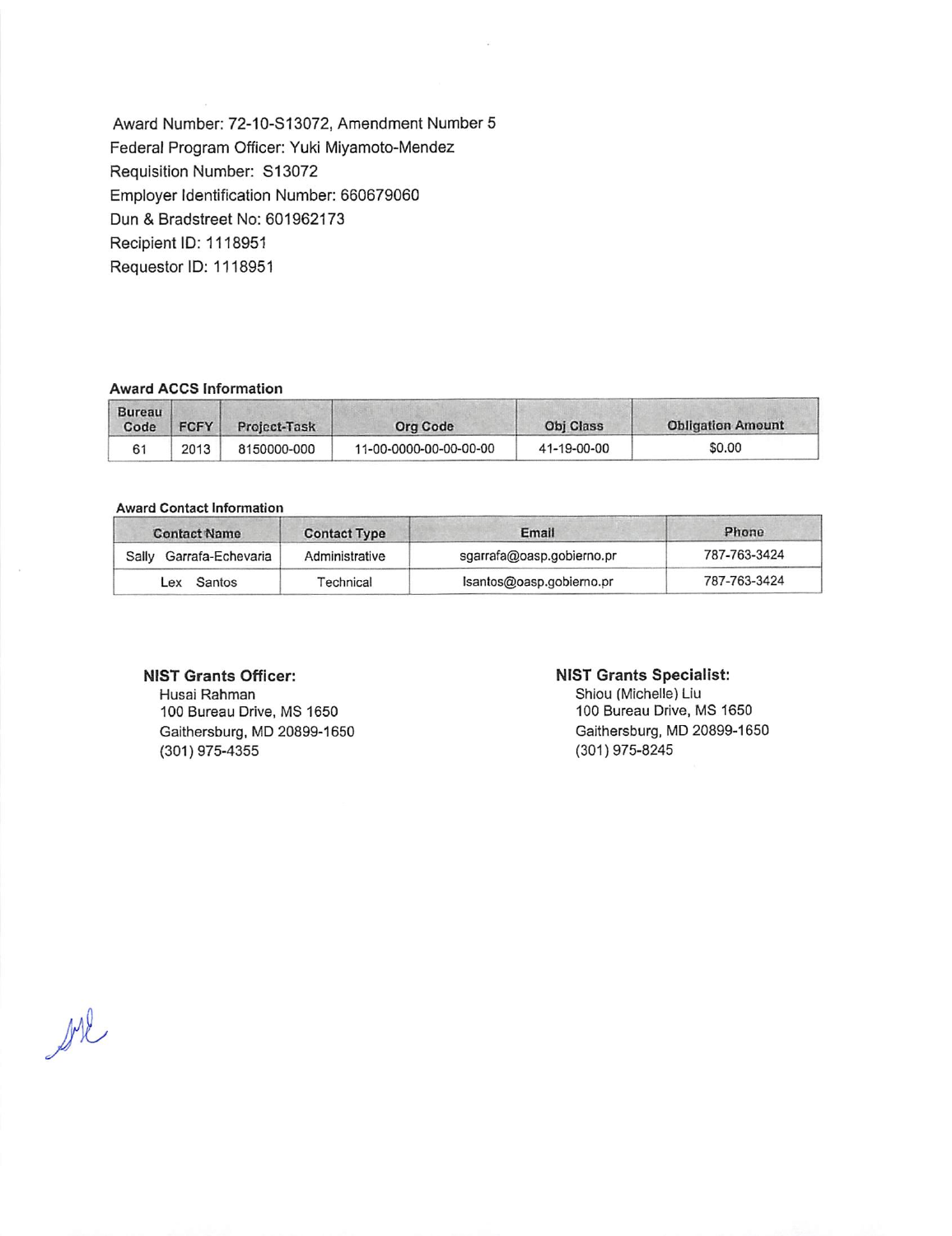Award Number: 72-10-S13072, Amendment Number 5
Federal Program Officer: Yuki Miyamoto-Mendez
Requisition Number: S13072
Employer Identification Number: 660679060
Dun & Bradstreet No: 601962173
Recipient ID: 1118951
Requestor ID: 1118951

**Award ACCS Information**

| Bureau Code | FCFY | Project-Task | Org Code | Obj Class | Obligation Amount |
|---|---|---|---|---|---|
| 61 | 2013 | 8150000-000 | 11-00-0000-00-00-00-00 | 41-19-00-00 | $0.00 |

**Award Contact Information**

| Contact Name | Contact Type | Email | Phone |
|---|---|---|---|
| Sally Garrafa-Echevaria | Administrative | sgarrafa@oasp.gobierno.pr | 787-763-3424 |
| Lex Santos | Technical | lsantos@oasp.gobierno.pr | 787-763-3424 |

**NIST Grants Officer:**
Husai Rahman
100 Bureau Drive, MS 1650
Gaithersburg, MD 20899-1650
(301) 975-4355

**NIST Grants Specialist:**
Shiou (Michelle) Liu
100 Bureau Drive, MS 1650
Gaithersburg, MD 20899-1650
(301) 975-8245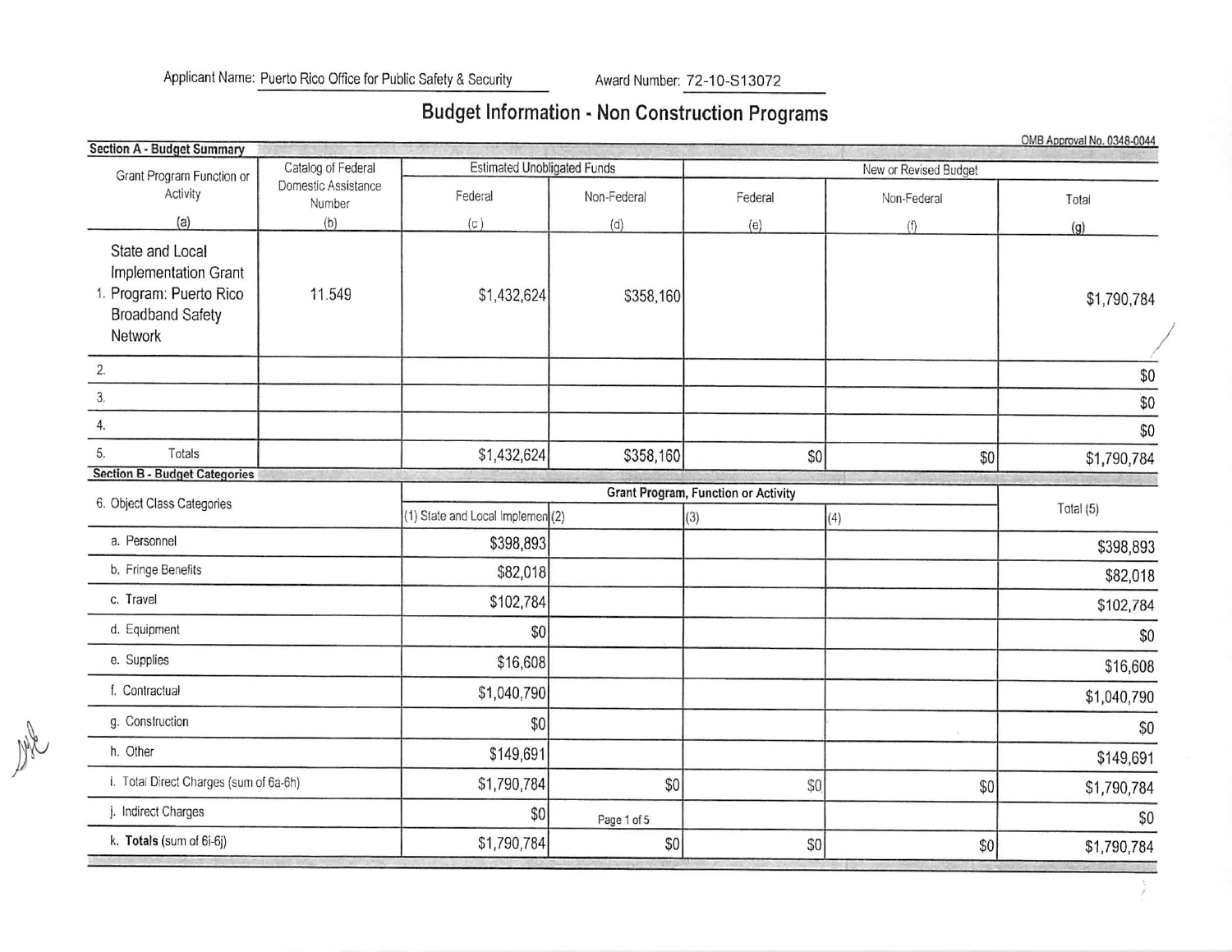Applicant Name: Puerto Rico Office for Public Safety & Security

Award Number: 72-10-S13072

# Budget Information - Non Construction Programs

OMB Approval No. 0348-0044

**Section A - Budget Summary**

| Grant Program Function or Activity | Catalog of Federal Domestic Assistance Number | Estimated Unobligated Funds | | New or Revised Budget | | |
|---|---|---|---|---|---|---|
| | | Federal | Non-Federal | Federal | Non-Federal | Total |
| (a) | (b) | (c) | (d) | (e) | (f) | (g) |
| 1. State and Local Implementation Grant Program: Puerto Rico Broadband Safety Network | 11.549 | $1,432,624 | $358,160 | | | $1,790,784 |
| 2. | | | | | | $0 |
| 3. | | | | | | $0 |
| 4. | | | | | | $0 |
| 5. Totals | | $1,432,624 | $358,160 | $0 | $0 | $1,790,784 |

**Section B - Budget Categories**

| 6. Object Class Categories | Grant Program, Function or Activity | | | | Total (5) |
|---|---|---|---|---|---|
| | (1) State and Local Implemen | (2) | (3) | (4) | |
| a. Personnel | $398,893 | | | | $398,893 |
| b. Fringe Benefits | $82,018 | | | | $82,018 |
| c. Travel | $102,784 | | | | $102,784 |
| d. Equipment | $0 | | | | $0 |
| e. Supplies | $16,608 | | | | $16,608 |
| f. Contractual | $1,040,790 | | | | $1,040,790 |
| g. Construction | $0 | | | | $0 |
| h. Other | $149,691 | | | | $149,691 |
| i. Total Direct Charges (sum of 6a-6h) | $1,790,784 | $0 | $0 | $0 | $1,790,784 |
| j. Indirect Charges | $0 | | | | $0 |
| k. **Totals** (sum of 6i-6j) | $1,790,784 | $0 | $0 | $0 | $1,790,784 |